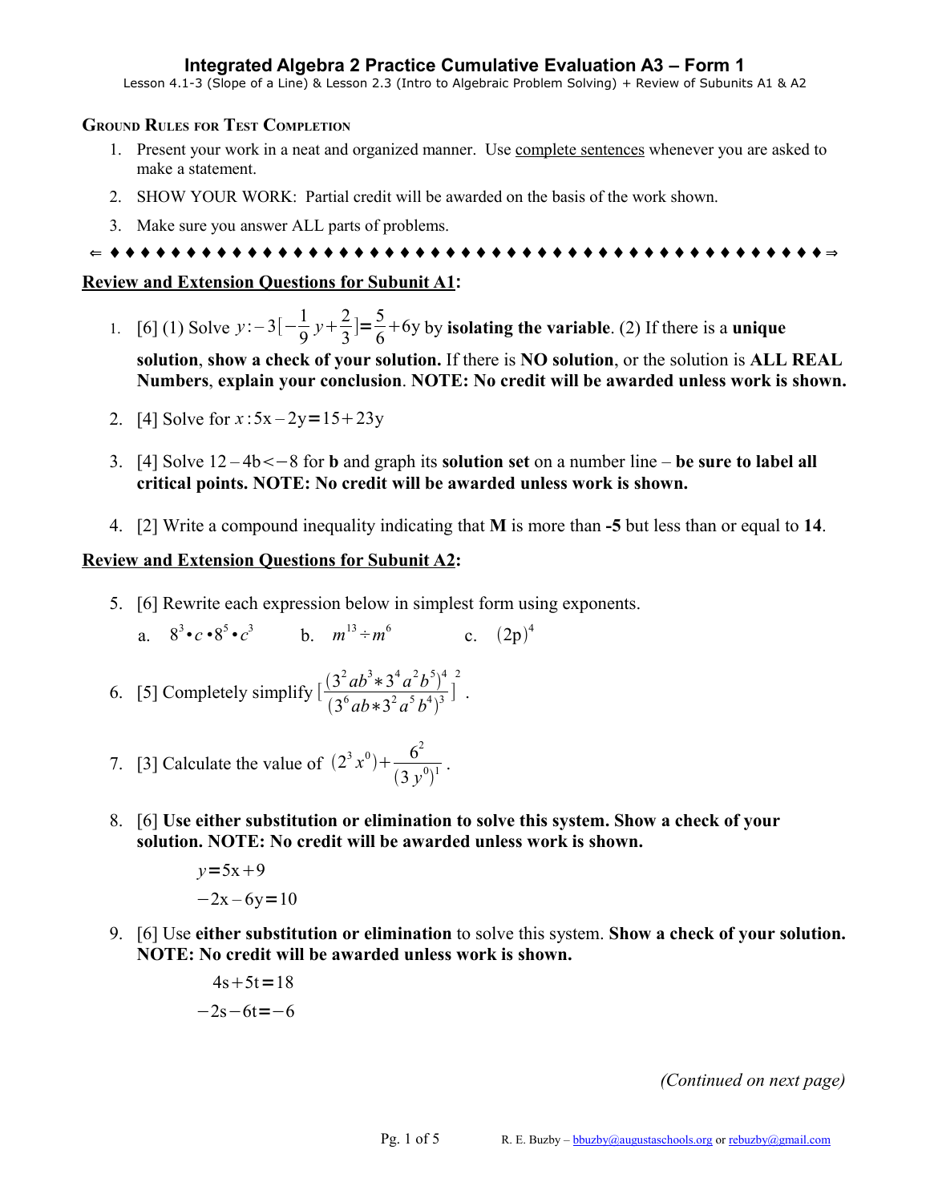# Integrated Algebra 2 Practice Cumulative Evaluation A3 – Form 1

Lesson 4.1-3 (Slope of a Line) & Lesson 2.3 (Intro to Algebraic Problem Solving) + Review of Subunits A1 & A2

### Ground Rules for Test Completion

1. Present your work in a neat and organized manner. Use complete sentences whenever you are asked to make a statement.
2. SHOW YOUR WORK: Partial credit will be awarded on the basis of the work shown.
3. Make sure you answer ALL parts of problems.

⇐ ♦ ♦ ♦ ♦ ♦ ♦ ♦ ♦ ♦ ♦ ♦ ♦ ♦ ♦ ♦ ♦ ♦ ♦ ♦ ♦ ♦ ♦ ♦ ♦ ♦ ♦ ♦ ♦ ♦ ♦ ♦ ♦ ♦ ♦ ♦ ♦ ♦ ♦ ♦ ♦ ♦ ♦ ♦ ♦ ♦ ♦ ♦ ♦ ♦ ♦ ♦ ♦ ♦ ⇒

## Review and Extension Questions for Subunit A1:

1. [6] (1) Solve $y: -3[-\frac{1}{9}y+\frac{2}{3}]=\frac{5}{6}+6y$ by **isolating the variable**. (2) If there is a **unique solution**, **show a check of your solution.** If there is **NO solution**, or the solution is **ALL REAL Numbers**, **explain your conclusion**. **NOTE: No credit will be awarded unless work is shown.**

2. [4] Solve for $x: 5x-2y=15+23y$

3. [4] Solve $12-4b<-8$ for **b** and graph its **solution set** on a number line – **be sure to label all critical points. NOTE: No credit will be awarded unless work is shown.**

4. [2] Write a compound inequality indicating that **M** is more than **-5** but less than or equal to **14**.

## Review and Extension Questions for Subunit A2:

5. [6] Rewrite each expression below in simplest form using exponents.

   a. $8^3 \bullet c \bullet 8^5 \bullet c^3$  b. $m^{13} \div m^6$  c. $(2p)^4$

6. [5] Completely simplify $[\frac{(3^2ab^3 * 3^4a^2b^5)^4}{(3^6ab * 3^2a^5b^4)^3}]^2$.

7. [3] Calculate the value of $(2^3x^0)+\frac{6^2}{(3y^0)^1}$.

8. [6] **Use either substitution or elimination to solve this system. Show a check of your solution. NOTE: No credit will be awarded unless work is shown.**

$$y=5x+9$$
$$-2x-6y=10$$

9. [6] Use **either substitution or elimination** to solve this system. **Show a check of your solution. NOTE: No credit will be awarded unless work is shown.**

$$4s+5t=18$$
$$-2s-6t=-6$$

*(Continued on next page)*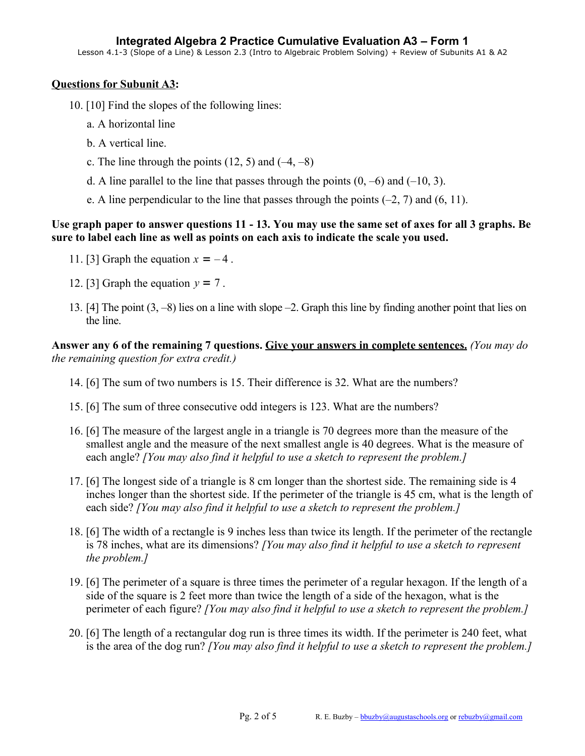# Integrated Algebra 2 Practice Cumulative Evaluation A3 – Form 1

Lesson 4.1-3 (Slope of a Line) & Lesson 2.3 (Intro to Algebraic Problem Solving) + Review of Subunits A1 & A2

**Questions for Subunit A3:**

10. [10] Find the slopes of the following lines:

    a. A horizontal line

    b. A vertical line.

    c. The line through the points (12, 5) and (–4, –8)

    d. A line parallel to the line that passes through the points (0, –6) and (–10, 3).

    e. A line perpendicular to the line that passes through the points (–2, 7) and (6, 11).

**Use graph paper to answer questions 11 - 13. You may use the same set of axes for all 3 graphs. Be sure to label each line as well as points on each axis to indicate the scale you used.**

11. [3] Graph the equation $x = -4$.

12. [3] Graph the equation $y = 7$.

13. [4] The point (3, –8) lies on a line with slope –2. Graph this line by finding another point that lies on the line.

**Answer any 6 of the remaining 7 questions.** **Give your answers in complete sentences.** *(You may do the remaining question for extra credit.)*

14. [6] The sum of two numbers is 15. Their difference is 32. What are the numbers?

15. [6] The sum of three consecutive odd integers is 123. What are the numbers?

16. [6] The measure of the largest angle in a triangle is 70 degrees more than the measure of the smallest angle and the measure of the next smallest angle is 40 degrees. What is the measure of each angle? *[You may also find it helpful to use a sketch to represent the problem.]*

17. [6] The longest side of a triangle is 8 cm longer than the shortest side. The remaining side is 4 inches longer than the shortest side. If the perimeter of the triangle is 45 cm, what is the length of each side? *[You may also find it helpful to use a sketch to represent the problem.]*

18. [6] The width of a rectangle is 9 inches less than twice its length. If the perimeter of the rectangle is 78 inches, what are its dimensions? *[You may also find it helpful to use a sketch to represent the problem.]*

19. [6] The perimeter of a square is three times the perimeter of a regular hexagon. If the length of a side of the square is 2 feet more than twice the length of a side of the hexagon, what is the perimeter of each figure? *[You may also find it helpful to use a sketch to represent the problem.]*

20. [6] The length of a rectangular dog run is three times its width. If the perimeter is 240 feet, what is the area of the dog run? *[You may also find it helpful to use a sketch to represent the problem.]*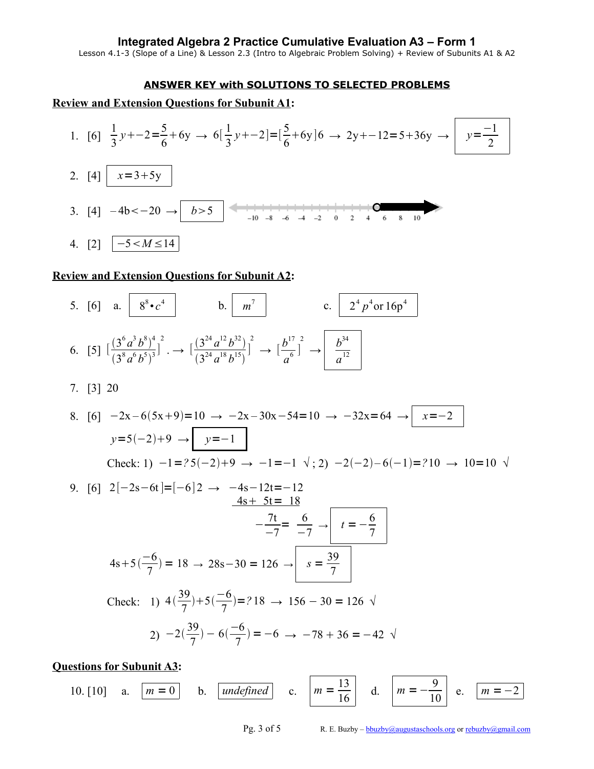# Integrated Algebra 2 Practice Cumulative Evaluation A3 – Form 1

Lesson 4.1-3 (Slope of a Line) & Lesson 2.3 (Intro to Algebraic Problem Solving) + Review of Subunits A1 & A2

**ANSWER KEY with SOLUTIONS TO SELECTED PROBLEMS**

**Review and Extension Questions for Subunit A1:**

1. [6] $\frac{1}{3}y+-2=\frac{5}{6}+6y \rightarrow 6[\frac{1}{3}y+-2]=[\frac{5}{6}+6y]6 \rightarrow 2y+-12=5+36y \rightarrow$ $\boxed{y=\frac{-1}{2}}$

2. [4] $\boxed{x=3+5y}$

3. [4] $-4b<-20 \rightarrow$ $\boxed{b>5}$ (number line from −10 to 10 with open circle at 5 and arrow to the right)

4. [2] $\boxed{-5<M\leq 14}$

**Review and Extension Questions for Subunit A2:**

5. [6] a. $\boxed{8^8 \bullet c^4}$ b. $\boxed{m^7}$ c. $\boxed{2^4p^4 \text{ or } 16p^4}$

6. [5] $[\frac{(3^6a^3b^8)^4}{(3^8a^6b^5)^3}]^2 . \rightarrow [\frac{(3^{24}a^{12}b^{32})}{(3^{24}a^{18}b^{15})}]^2 \rightarrow [\frac{b^{17}}{a^6}]^2 \rightarrow$ $\boxed{\frac{b^{34}}{a^{12}}}$

7. [3] 20

8. [6] $-2x-6(5x+9)=10 \rightarrow -2x-30x-54=10 \rightarrow -32x=64 \rightarrow$ $\boxed{x=-2}$

   $y=5(-2)+9 \rightarrow$ $\boxed{y=-1}$

   Check: 1) $-1=?5(-2)+9 \rightarrow -1=-1$ √; 2) $-2(-2)-6(-1)=?10 \rightarrow 10=10$ √

9. [6] $2[-2s-6t]=[-6]2 \rightarrow -4s-12t=-12$

   $4s+5t=18$

   $-\frac{7t}{-7}=\frac{6}{-7} \rightarrow$ $\boxed{t=-\frac{6}{7}}$

   $4s+5(\frac{-6}{7})=18 \rightarrow 28s-30=126 \rightarrow$ $\boxed{s=\frac{39}{7}}$

   Check: 1) $4(\frac{39}{7})+5(\frac{-6}{7})=?18 \rightarrow 156-30=126$ √

   2) $-2(\frac{39}{7})-6(\frac{-6}{7})=-6 \rightarrow -78+36=-42$ √

**Questions for Subunit A3:**

10. [10] a. $\boxed{m=0}$ b. $\boxed{undefined}$ c. $\boxed{m=\frac{13}{16}}$ d. $\boxed{m=-\frac{9}{10}}$ e. $\boxed{m=-2}$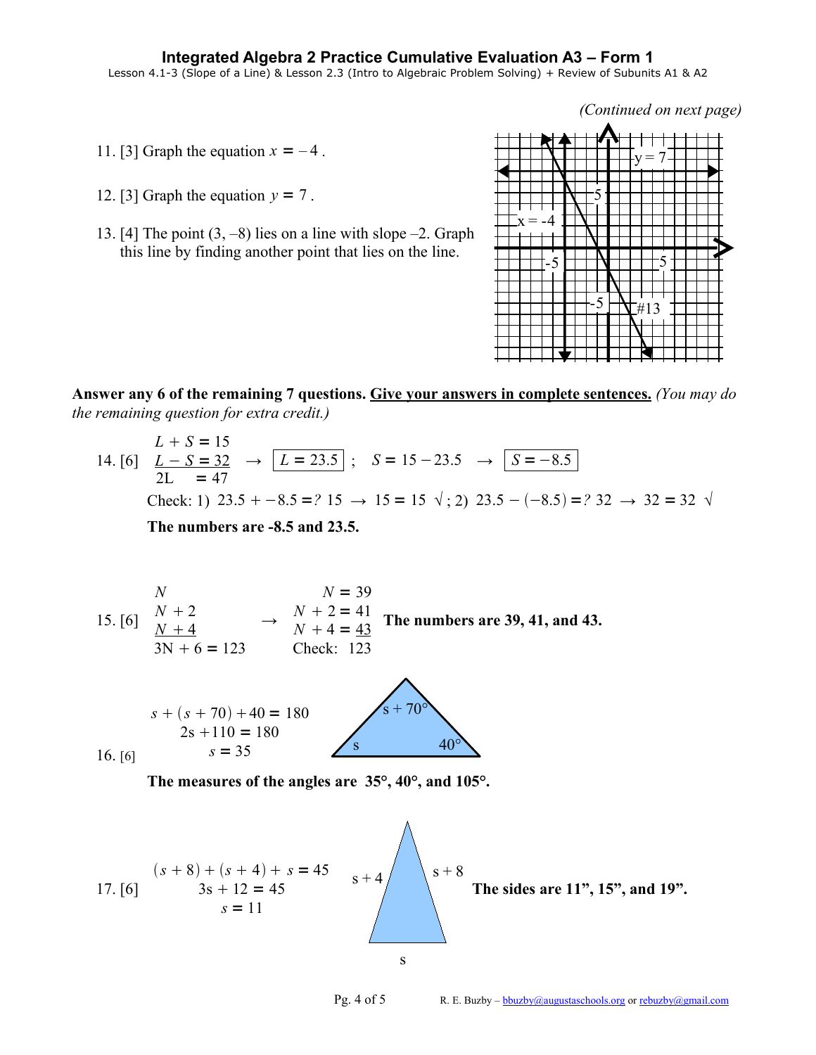# Integrated Algebra 2 Practice Cumulative Evaluation A3 – Form 1

Lesson 4.1-3 (Slope of a Line) & Lesson 2.3 (Intro to Algebraic Problem Solving) + Review of Subunits A1 & A2

*(Continued on next page)*

11. [3] Graph the equation $x = -4$.

12. [3] Graph the equation $y = 7$.

13. [4] The point (3, –8) lies on a line with slope –2. Graph this line by finding another point that lies on the line.

**Answer any 6 of the remaining 7 questions. <u>Give your answers in complete sentences.</u>** *(You may do the remaining question for extra credit.)*

14. [6]

$$\begin{aligned} L + S &= 15 \\ \underline{L - S} &\underline{= 32} \\ 2L \quad &= 47 \end{aligned} \rightarrow \boxed{L = 23.5}\ ; \quad S = 15 - 23.5 \rightarrow \boxed{S = -8.5}$$

Check: 1) $23.5 + -8.5 =? \ 15 \rightarrow 15 = 15 \ \surd$ ; 2) $23.5 - (-8.5) =? \ 32 \rightarrow 32 = 32 \ \surd$

**The numbers are -8.5 and 23.5.**

15. [6]

$$\begin{aligned} &N \\ &N + 2 \\ &\underline{N + 4} \\ &3N + 6 = 123 \end{aligned} \rightarrow \begin{aligned} N &= 39 \\ N + 2 &= 41 \\ N + 4 &= \underline{43} \\ \text{Check: } &123 \end{aligned}$$

**The numbers are 39, 41, and 43.**

16. [6]

$$\begin{aligned} s + (s + 70) + 40 &= 180 \\ 2s + 110 &= 180 \\ s &= 35 \end{aligned}$$

**The measures of the angles are 35°, 40°, and 105°.**

17. [6]

$$\begin{aligned} (s + 8) + (s + 4) + s &= 45 \\ 3s + 12 &= 45 \\ s &= 11 \end{aligned}$$

**The sides are 11", 15", and 19".**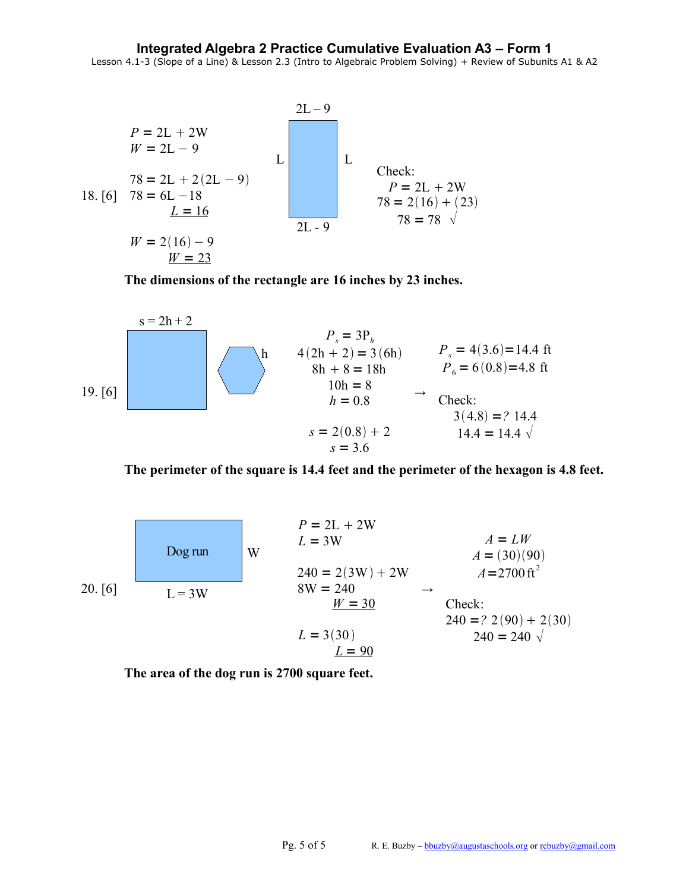# Integrated Algebra 2 Practice Cumulative Evaluation A3 – Form 1

Lesson 4.1-3 (Slope of a Line) & Lesson 2.3 (Intro to Algebraic Problem Solving) + Review of Subunits A1 & A2

18. [6]

$P = 2L + 2W$
$W = 2L - 9$

$78 = 2L + 2(2L - 9)$
$78 = 6L - 18$
$\underline{L = 16}$

$W = 2(16) - 9$
$\underline{W = 23}$

2L – 9

L L

2L - 9

Check:
$P = 2L + 2W$
$78 = 2(16) + (23)$
$78 = 78 \ \surd$

**The dimensions of the rectangle are 16 inches by 23 inches.**

19. [6]

s = 2h + 2

h

$P_s = 3P_h$
$4(2h + 2) = 3(6h)$
$8h + 8 = 18h$
$10h = 8$
$h = 0.8$

$s = 2(0.8) + 2$
$s = 3.6$

→

$P_s = 4(3.6) = 14.4$ ft
$P_6 = 6(0.8) = 4.8$ ft

Check:
$3(4.8) =? \ 14.4$
$14.4 = 14.4 \ \surd$

**The perimeter of the square is 14.4 feet and the perimeter of the hexagon is 4.8 feet.**

20. [6]

Dog run

W

L = 3W

$P = 2L + 2W$
$L = 3W$

$240 = 2(3W) + 2W$
$8W = 240$
$\underline{W = 30}$

$L = 3(30)$
$\underline{L = 90}$

→

$A = LW$
$A = (30)(90)$
$A = 2700 \text{ ft}^2$

Check:
$240 =? \ 2(90) + 2(30)$
$240 = 240 \ \surd$

**The area of the dog run is 2700 square feet.**